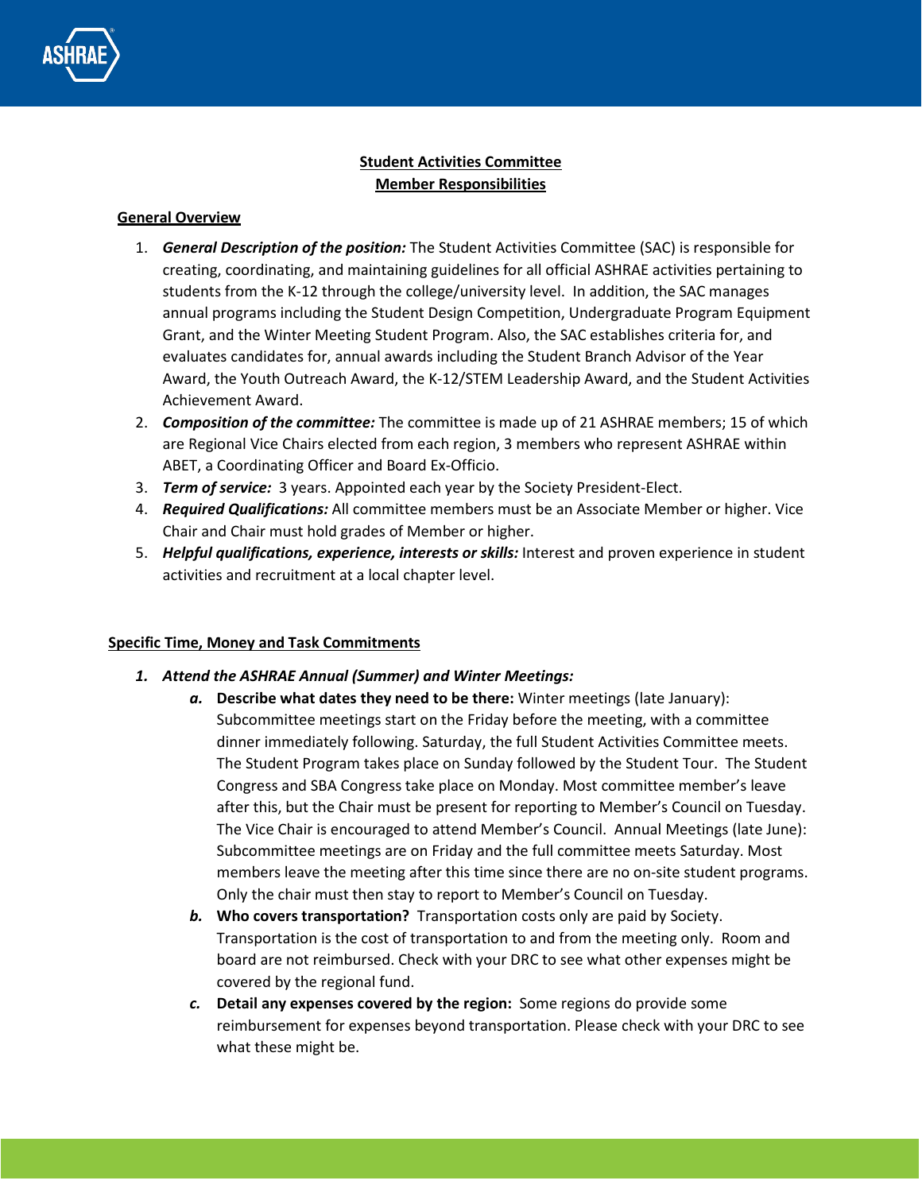**Student Activities Committee**
**Member Responsibilities**

**General Overview**

1. ***General Description of the position:*** The Student Activities Committee (SAC) is responsible for creating, coordinating, and maintaining guidelines for all official ASHRAE activities pertaining to students from the K-12 through the college/university level. In addition, the SAC manages annual programs including the Student Design Competition, Undergraduate Program Equipment Grant, and the Winter Meeting Student Program. Also, the SAC establishes criteria for, and evaluates candidates for, annual awards including the Student Branch Advisor of the Year Award, the Youth Outreach Award, the K-12/STEM Leadership Award, and the Student Activities Achievement Award.
2. ***Composition of the committee:*** The committee is made up of 21 ASHRAE members; 15 of which are Regional Vice Chairs elected from each region, 3 members who represent ASHRAE within ABET, a Coordinating Officer and Board Ex-Officio.
3. ***Term of service:*** 3 years. Appointed each year by the Society President-Elect.
4. ***Required Qualifications:*** All committee members must be an Associate Member or higher. Vice Chair and Chair must hold grades of Member or higher.
5. ***Helpful qualifications, experience, interests or skills:*** Interest and proven experience in student activities and recruitment at a local chapter level.

**Specific Time, Money and Task Commitments**

1. ***Attend the ASHRAE Annual (Summer) and Winter Meetings:***
   - ***a.*** **Describe what dates they need to be there:** Winter meetings (late January): Subcommittee meetings start on the Friday before the meeting, with a committee dinner immediately following. Saturday, the full Student Activities Committee meets. The Student Program takes place on Sunday followed by the Student Tour. The Student Congress and SBA Congress take place on Monday. Most committee member's leave after this, but the Chair must be present for reporting to Member's Council on Tuesday. The Vice Chair is encouraged to attend Member's Council. Annual Meetings (late June): Subcommittee meetings are on Friday and the full committee meets Saturday. Most members leave the meeting after this time since there are no on-site student programs. Only the chair must then stay to report to Member's Council on Tuesday.
   - ***b.*** **Who covers transportation?** Transportation costs only are paid by Society. Transportation is the cost of transportation to and from the meeting only. Room and board are not reimbursed. Check with your DRC to see what other expenses might be covered by the regional fund.
   - ***c.*** **Detail any expenses covered by the region:** Some regions do provide some reimbursement for expenses beyond transportation. Please check with your DRC to see what these might be.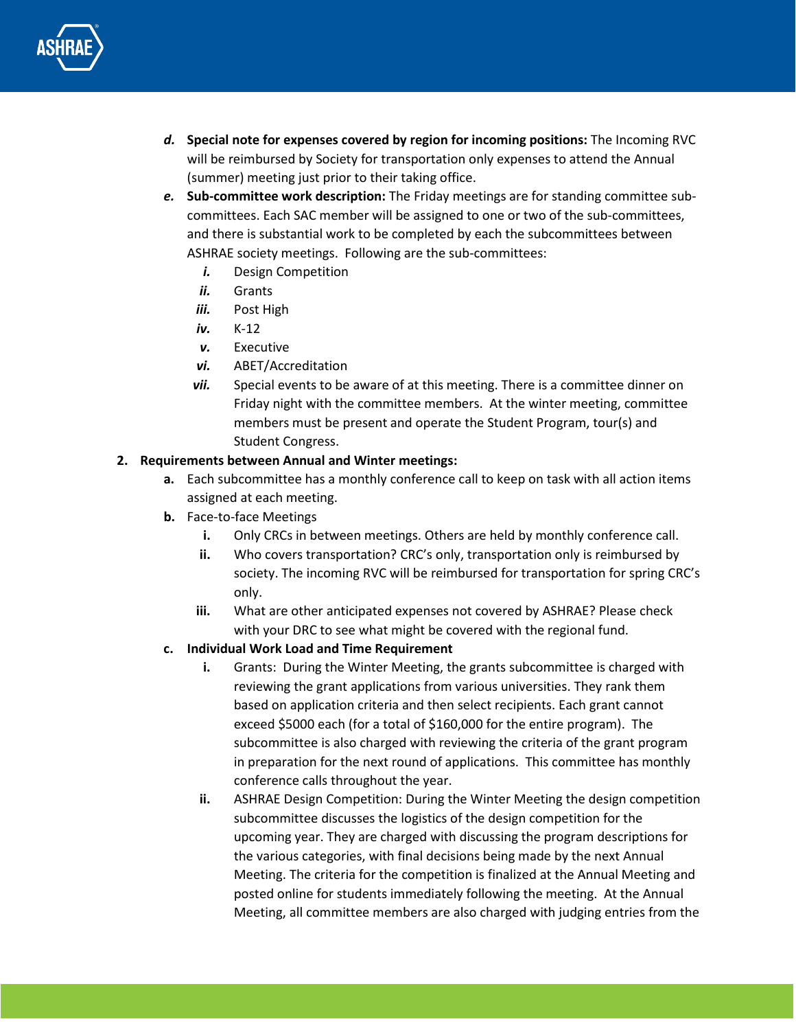d. **Special note for expenses covered by region for incoming positions:** The Incoming RVC will be reimbursed by Society for transportation only expenses to attend the Annual (summer) meeting just prior to their taking office.
   e. **Sub-committee work description:** The Friday meetings are for standing committee sub-committees. Each SAC member will be assigned to one or two of the sub-committees, and there is substantial work to be completed by each the subcommittees between ASHRAE society meetings. Following are the sub-committees:
      i. Design Competition
      ii. Grants
      iii. Post High
      iv. K-12
      v. Executive
      vi. ABET/Accreditation
      vii. Special events to be aware of at this meeting. There is a committee dinner on Friday night with the committee members. At the winter meeting, committee members must be present and operate the Student Program, tour(s) and Student Congress.

2. **Requirements between Annual and Winter meetings:**
   a. Each subcommittee has a monthly conference call to keep on task with all action items assigned at each meeting.
   b. Face-to-face Meetings
      i. Only CRCs in between meetings. Others are held by monthly conference call.
      ii. Who covers transportation? CRC's only, transportation only is reimbursed by society. The incoming RVC will be reimbursed for transportation for spring CRC's only.
      iii. What are other anticipated expenses not covered by ASHRAE? Please check with your DRC to see what might be covered with the regional fund.
   c. **Individual Work Load and Time Requirement**
      i. Grants: During the Winter Meeting, the grants subcommittee is charged with reviewing the grant applications from various universities. They rank them based on application criteria and then select recipients. Each grant cannot exceed $5000 each (for a total of $160,000 for the entire program). The subcommittee is also charged with reviewing the criteria of the grant program in preparation for the next round of applications. This committee has monthly conference calls throughout the year.
      ii. ASHRAE Design Competition: During the Winter Meeting the design competition subcommittee discusses the logistics of the design competition for the upcoming year. They are charged with discussing the program descriptions for the various categories, with final decisions being made by the next Annual Meeting. The criteria for the competition is finalized at the Annual Meeting and posted online for students immediately following the meeting. At the Annual Meeting, all committee members are also charged with judging entries from the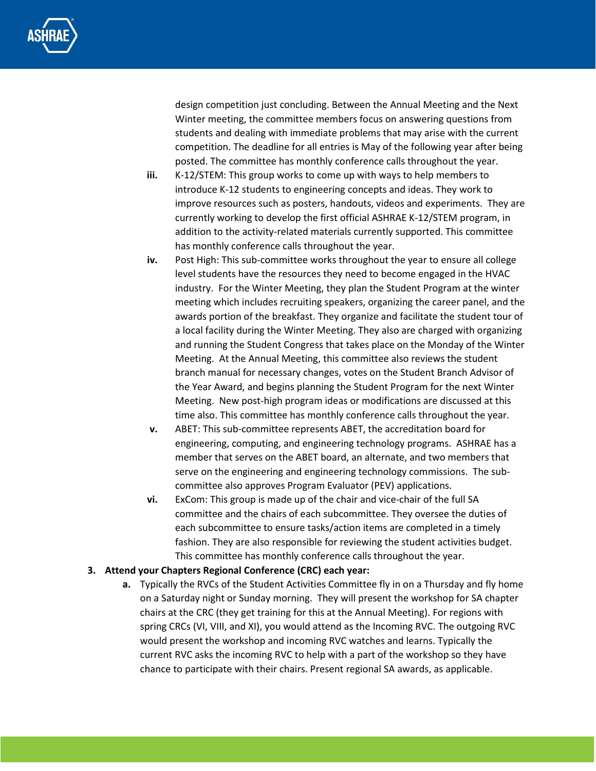design competition just concluding. Between the Annual Meeting and the Next Winter meeting, the committee members focus on answering questions from students and dealing with immediate problems that may arise with the current competition. The deadline for all entries is May of the following year after being posted. The committee has monthly conference calls throughout the year.

   iii. K-12/STEM: This group works to come up with ways to help members to introduce K-12 students to engineering concepts and ideas. They work to improve resources such as posters, handouts, videos and experiments. They are currently working to develop the first official ASHRAE K-12/STEM program, in addition to the activity-related materials currently supported. This committee has monthly conference calls throughout the year.

   iv. Post High: This sub-committee works throughout the year to ensure all college level students have the resources they need to become engaged in the HVAC industry. For the Winter Meeting, they plan the Student Program at the winter meeting which includes recruiting speakers, organizing the career panel, and the awards portion of the breakfast. They organize and facilitate the student tour of a local facility during the Winter Meeting. They also are charged with organizing and running the Student Congress that takes place on the Monday of the Winter Meeting. At the Annual Meeting, this committee also reviews the student branch manual for necessary changes, votes on the Student Branch Advisor of the Year Award, and begins planning the Student Program for the next Winter Meeting. New post-high program ideas or modifications are discussed at this time also. This committee has monthly conference calls throughout the year.

   v. ABET: This sub-committee represents ABET, the accreditation board for engineering, computing, and engineering technology programs. ASHRAE has a member that serves on the ABET board, an alternate, and two members that serve on the engineering and engineering technology commissions. The sub-committee also approves Program Evaluator (PEV) applications.

   vi. ExCom: This group is made up of the chair and vice-chair of the full SA committee and the chairs of each subcommittee. They oversee the duties of each subcommittee to ensure tasks/action items are completed in a timely fashion. They are also responsible for reviewing the student activities budget. This committee has monthly conference calls throughout the year.

3. **Attend your Chapters Regional Conference (CRC) each year:**
   a. Typically the RVCs of the Student Activities Committee fly in on a Thursday and fly home on a Saturday night or Sunday morning. They will present the workshop for SA chapter chairs at the CRC (they get training for this at the Annual Meeting). For regions with spring CRCs (VI, VIII, and XI), you would attend as the Incoming RVC. The outgoing RVC would present the workshop and incoming RVC watches and learns. Typically the current RVC asks the incoming RVC to help with a part of the workshop so they have chance to participate with their chairs. Present regional SA awards, as applicable.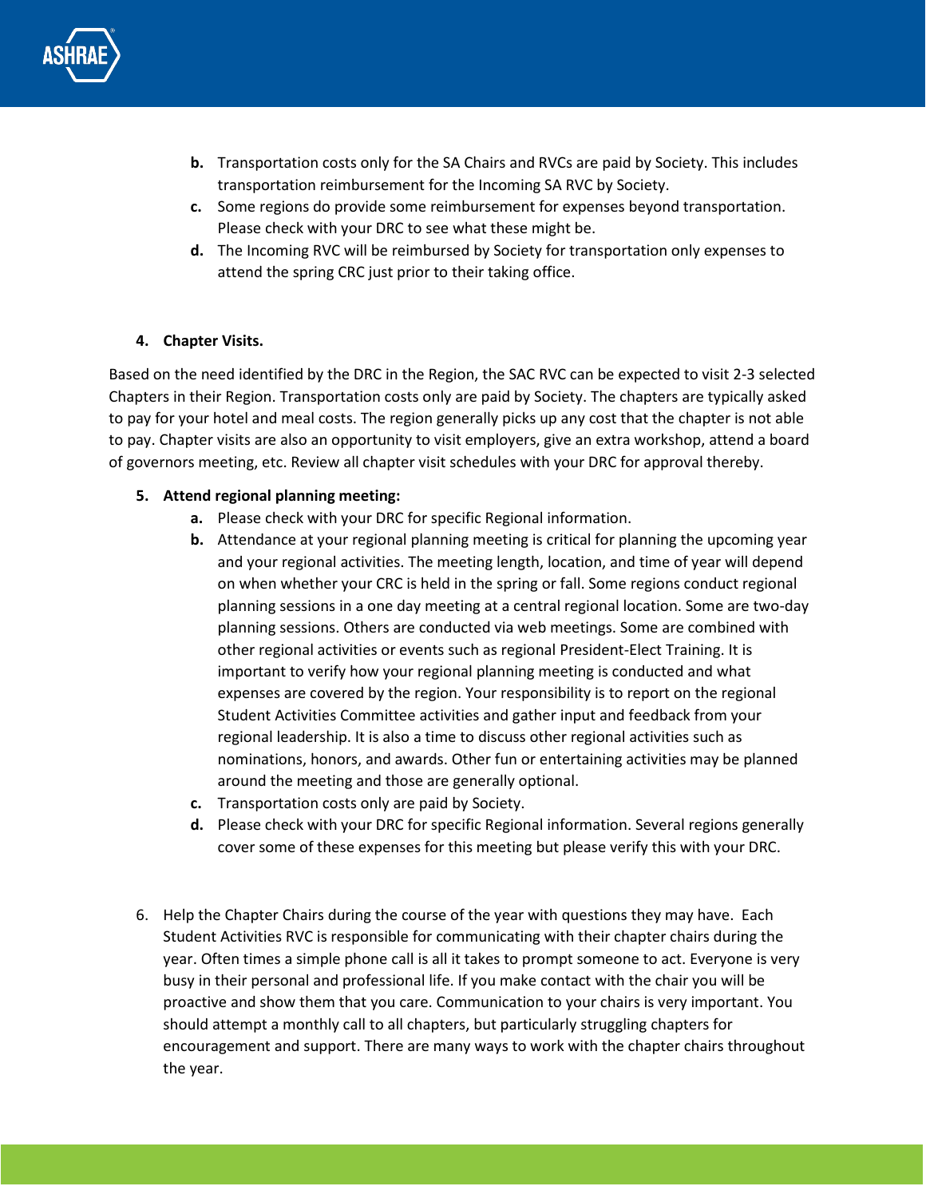b. Transportation costs only for the SA Chairs and RVCs are paid by Society. This includes transportation reimbursement for the Incoming SA RVC by Society.
c. Some regions do provide some reimbursement for expenses beyond transportation. Please check with your DRC to see what these might be.
d. The Incoming RVC will be reimbursed by Society for transportation only expenses to attend the spring CRC just prior to their taking office.

4. **Chapter Visits.**

Based on the need identified by the DRC in the Region, the SAC RVC can be expected to visit 2-3 selected Chapters in their Region. Transportation costs only are paid by Society. The chapters are typically asked to pay for your hotel and meal costs. The region generally picks up any cost that the chapter is not able to pay. Chapter visits are also an opportunity to visit employers, give an extra workshop, attend a board of governors meeting, etc. Review all chapter visit schedules with your DRC for approval thereby.

5. **Attend regional planning meeting:**
   a. Please check with your DRC for specific Regional information.
   b. Attendance at your regional planning meeting is critical for planning the upcoming year and your regional activities. The meeting length, location, and time of year will depend on when whether your CRC is held in the spring or fall. Some regions conduct regional planning sessions in a one day meeting at a central regional location. Some are two-day planning sessions. Others are conducted via web meetings. Some are combined with other regional activities or events such as regional President-Elect Training. It is important to verify how your regional planning meeting is conducted and what expenses are covered by the region. Your responsibility is to report on the regional Student Activities Committee activities and gather input and feedback from your regional leadership. It is also a time to discuss other regional activities such as nominations, honors, and awards. Other fun or entertaining activities may be planned around the meeting and those are generally optional.
   c. Transportation costs only are paid by Society.
   d. Please check with your DRC for specific Regional information. Several regions generally cover some of these expenses for this meeting but please verify this with your DRC.

6. Help the Chapter Chairs during the course of the year with questions they may have. Each Student Activities RVC is responsible for communicating with their chapter chairs during the year. Often times a simple phone call is all it takes to prompt someone to act. Everyone is very busy in their personal and professional life. If you make contact with the chair you will be proactive and show them that you care. Communication to your chairs is very important. You should attempt a monthly call to all chapters, but particularly struggling chapters for encouragement and support. There are many ways to work with the chapter chairs throughout the year.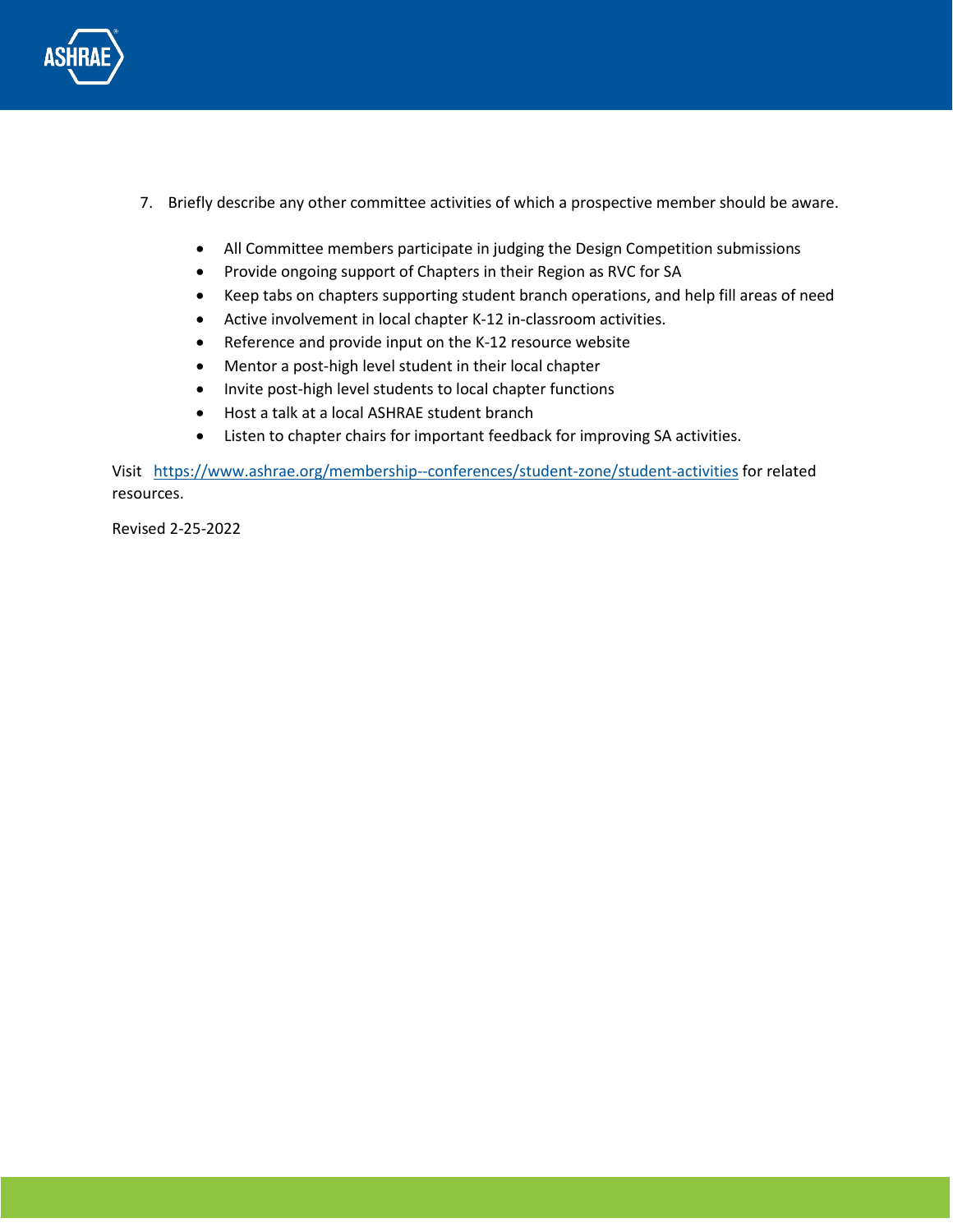7. Briefly describe any other committee activities of which a prospective member should be aware.

    - All Committee members participate in judging the Design Competition submissions
    - Provide ongoing support of Chapters in their Region as RVC for SA
    - Keep tabs on chapters supporting student branch operations, and help fill areas of need
    - Active involvement in local chapter K-12 in-classroom activities.
    - Reference and provide input on the K-12 resource website
    - Mentor a post-high level student in their local chapter
    - Invite post-high level students to local chapter functions
    - Host a talk at a local ASHRAE student branch
    - Listen to chapter chairs for important feedback for improving SA activities.

Visit https://www.ashrae.org/membership--conferences/student-zone/student-activities for related resources.

Revised 2-25-2022